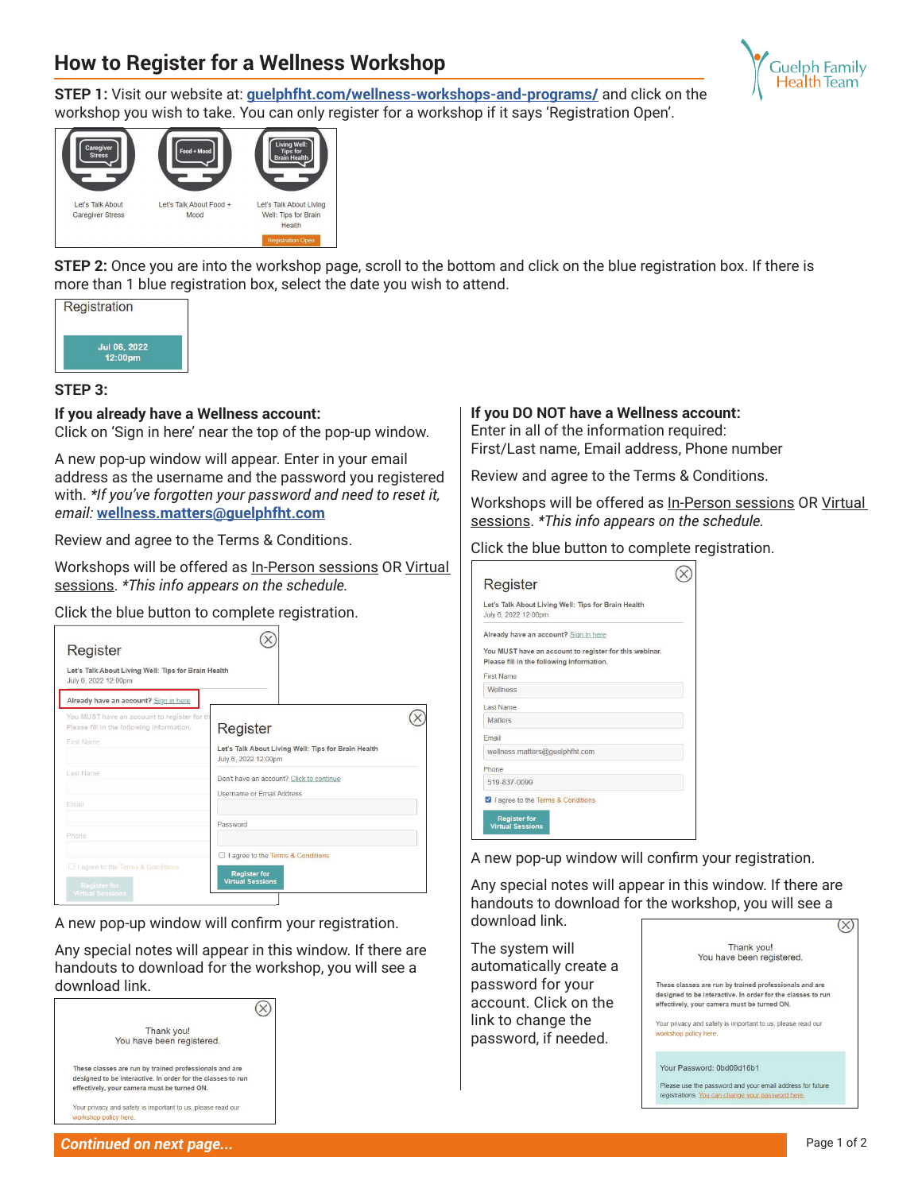# How to Register for a Wellness Workshop

**STEP 1:** Visit our website at: guelphfht.com/wellness-workshops-and-programs/ and click on the workshop you wish to take. You can only register for a workshop if it says 'Registration Open'.

**STEP 2:** Once you are into the workshop page, scroll to the bottom and click on the blue registration box. If there is more than 1 blue registration box, select the date you wish to attend.

**STEP 3:**

**If you already have a Wellness account:**
Click on 'Sign in here' near the top of the pop-up window.

A new pop-up window will appear. Enter in your email address as the username and the password you registered with. *\*If you've forgotten your password and need to reset it, email:* wellness.matters@guelphfht.com

Review and agree to the Terms & Conditions.

Workshops will be offered as In-Person sessions OR Virtual sessions. *\*This info appears on the schedule.*

Click the blue button to complete registration.

A new pop-up window will confirm your registration.

Any special notes will appear in this window. If there are handouts to download for the workshop, you will see a download link.

**If you DO NOT have a Wellness account:**
Enter in all of the information required:
First/Last name, Email address, Phone number

Review and agree to the Terms & Conditions.

Workshops will be offered as In-Person sessions OR Virtual sessions. *\*This info appears on the schedule.*

Click the blue button to complete registration.

A new pop-up window will confirm your registration.

Any special notes will appear in this window. If there are handouts to download for the workshop, you will see a download link.

The system will automatically create a password for your account. Click on the link to change the password, if needed.

***Continued on next page...***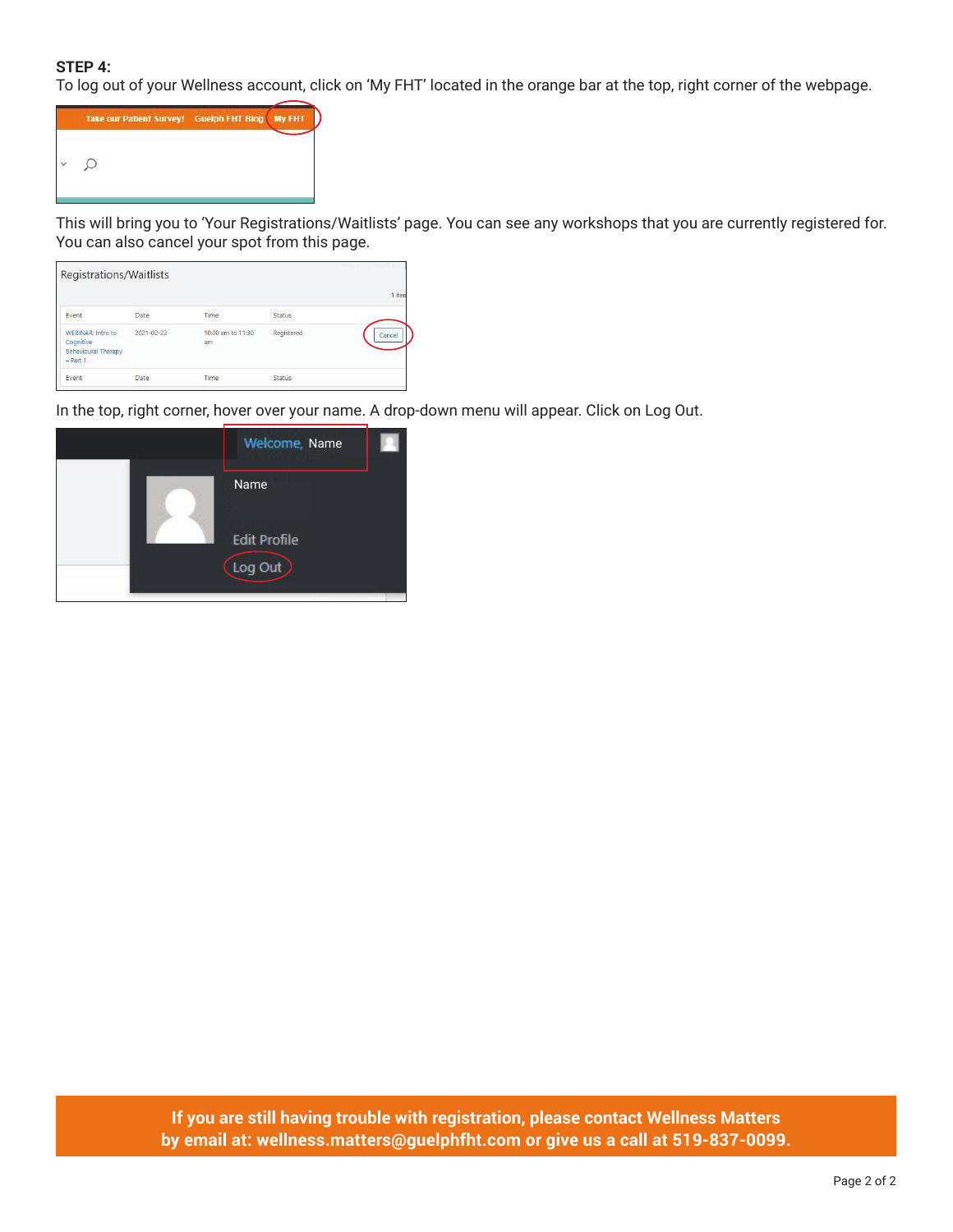**STEP 4:**
To log out of your Wellness account, click on 'My FHT' located in the orange bar at the top, right corner of the webpage.

This will bring you to 'Your Registrations/Waitlists' page. You can see any workshops that you are currently registered for. You can also cancel your spot from this page.

In the top, right corner, hover over your name. A drop-down menu will appear. Click on Log Out.

**If you are still having trouble with registration, please contact Wellness Matters by email at: wellness.matters@guelphfht.com or give us a call at 519-837-0099.**